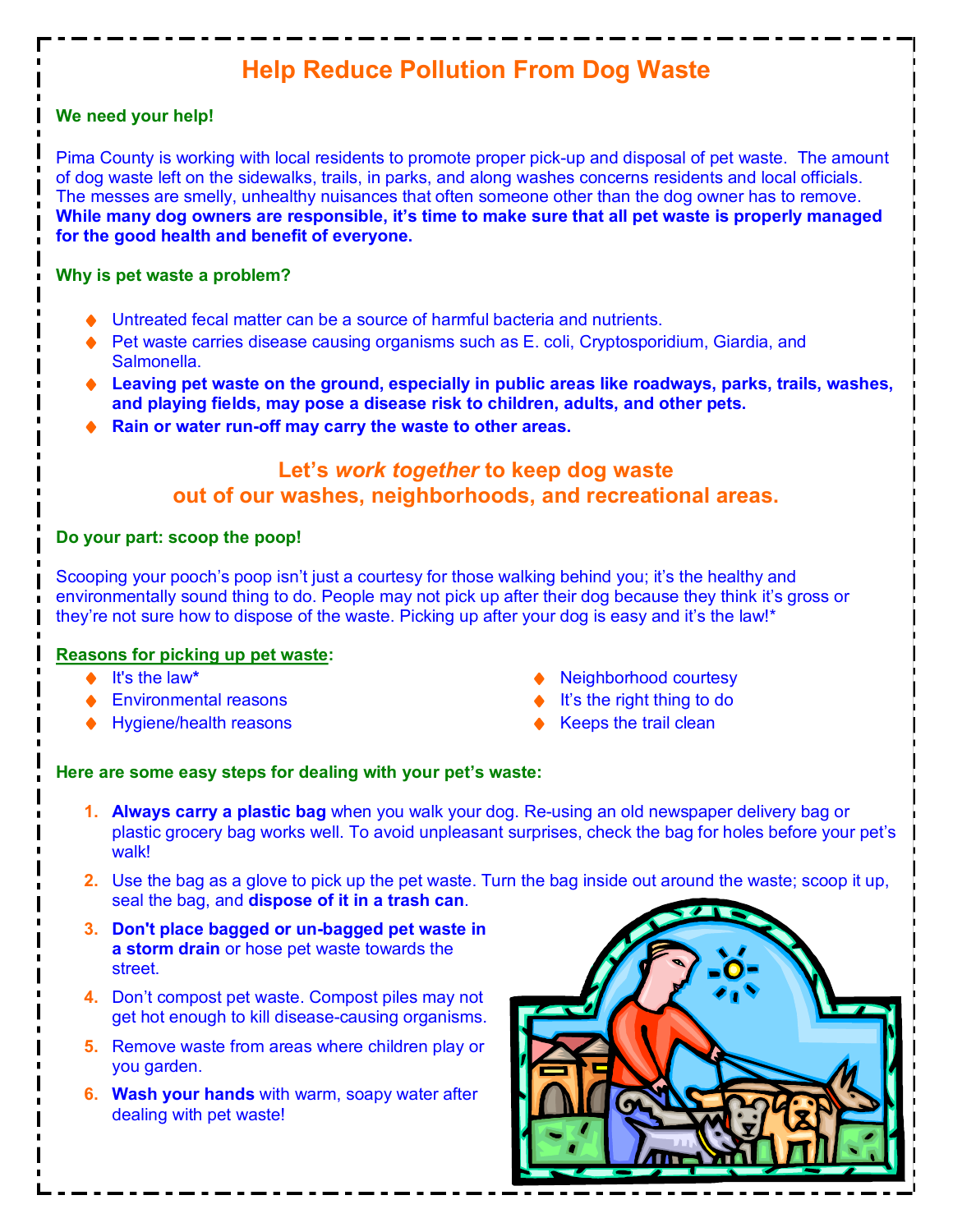# Help Reduce Pollution From Dog Waste

## We need your help!

Pima County is working with local residents to promote proper pick-up and disposal of pet waste. The amount of dog waste left on the sidewalks, trails, in parks, and along washes concerns residents and local officials. The messes are smelly, unhealthy nuisances that often someone other than the dog owner has to remove. **While many dog owners are responsible, it's time to make sure that all pet waste is properly managed for the good health and benefit of everyone.**

## Why is pet waste a problem?

- Untreated fecal matter can be a source of harmful bacteria and nutrients.
- Pet waste carries disease causing organisms such as E. coli, Cryptosporidium, Giardia, and Salmonella.
- **Leaving pet waste on the ground, especially in public areas like roadways, parks, trails, washes, and playing fields, may pose a disease risk to children, adults, and other pets.**
- **Rain or water run-off may carry the waste to other areas.**

## Let's *work together* to keep dog waste out of our washes, neighborhoods, and recreational areas.

## Do your part: scoop the poop!

Scooping your pooch's poop isn't just a courtesy for those walking behind you; it's the healthy and environmentally sound thing to do. People may not pick up after their dog because they think it's gross or they're not sure how to dispose of the waste. Picking up after your dog is easy and it's the law!*

**Reasons for picking up pet waste:**

- It's the law*
- Environmental reasons
- Hygiene/health reasons
- Neighborhood courtesy
- It's the right thing to do
- Keeps the trail clean

## Here are some easy steps for dealing with your pet's waste:

1. **Always carry a plastic bag** when you walk your dog. Re-using an old newspaper delivery bag or plastic grocery bag works well. To avoid unpleasant surprises, check the bag for holes before your pet's walk!
2. Use the bag as a glove to pick up the pet waste. Turn the bag inside out around the waste; scoop it up, seal the bag, and **dispose of it in a trash can**.
3. **Don't place bagged or un-bagged pet waste in a storm drain** or hose pet waste towards the street.
4. Don't compost pet waste. Compost piles may not get hot enough to kill disease-causing organisms.
5. Remove waste from areas where children play or you garden.
6. **Wash your hands** with warm, soapy water after dealing with pet waste!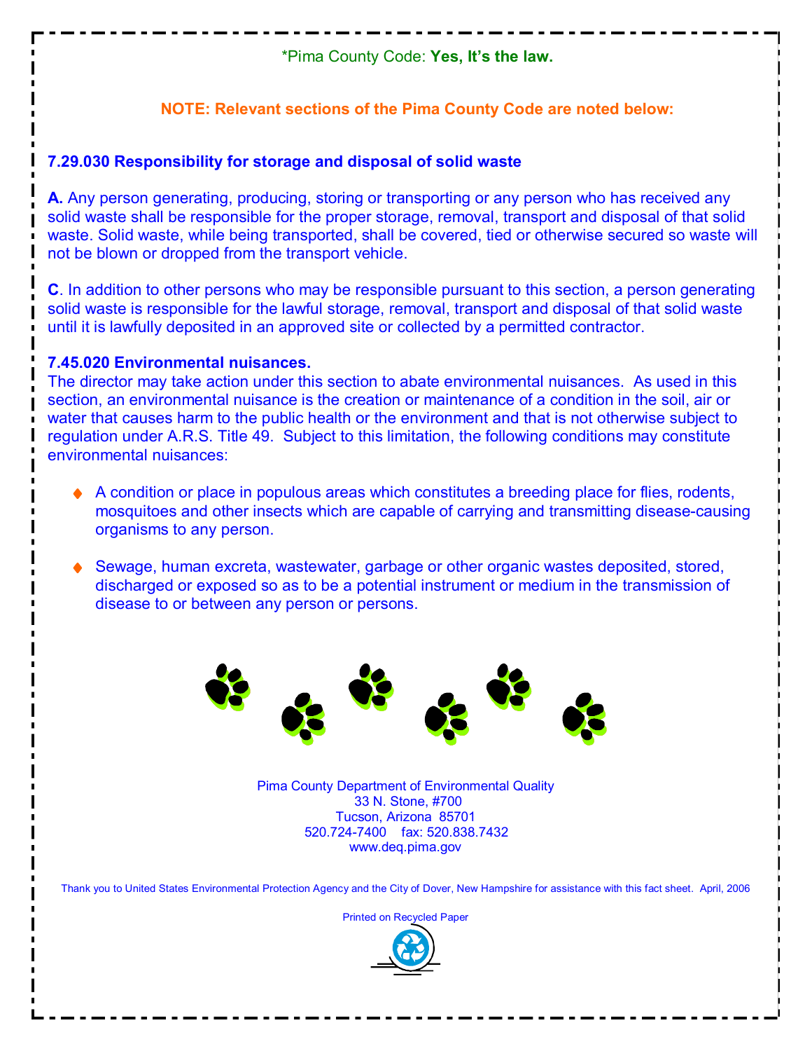*Pima County Code: **Yes, It's the law.**

**NOTE: Relevant sections of the Pima County Code are noted below:**

### 7.29.030 Responsibility for storage and disposal of solid waste

**A.** Any person generating, producing, storing or transporting or any person who has received any solid waste shall be responsible for the proper storage, removal, transport and disposal of that solid waste. Solid waste, while being transported, shall be covered, tied or otherwise secured so waste will not be blown or dropped from the transport vehicle.

**C**. In addition to other persons who may be responsible pursuant to this section, a person generating solid waste is responsible for the lawful storage, removal, transport and disposal of that solid waste until it is lawfully deposited in an approved site or collected by a permitted contractor.

### 7.45.020 Environmental nuisances.

The director may take action under this section to abate environmental nuisances. As used in this section, an environmental nuisance is the creation or maintenance of a condition in the soil, air or water that causes harm to the public health or the environment and that is not otherwise subject to regulation under A.R.S. Title 49. Subject to this limitation, the following conditions may constitute environmental nuisances:

- A condition or place in populous areas which constitutes a breeding place for flies, rodents, mosquitoes and other insects which are capable of carrying and transmitting disease-causing organisms to any person.
- Sewage, human excreta, wastewater, garbage or other organic wastes deposited, stored, discharged or exposed so as to be a potential instrument or medium in the transmission of disease to or between any person or persons.

Pima County Department of Environmental Quality
33 N. Stone, #700
Tucson, Arizona 85701
520.724-7400 fax: 520.838.7432
www.deq.pima.gov

Thank you to United States Environmental Protection Agency and the City of Dover, New Hampshire for assistance with this fact sheet. April, 2006

Printed on Recycled Paper